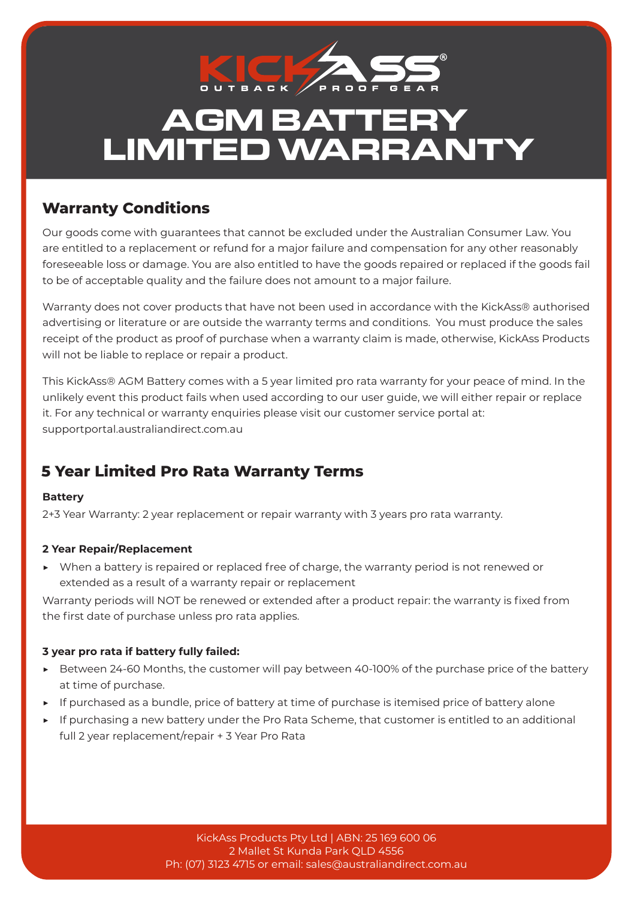KICKASS® OUTBACK PROOF GEAR

# AGM BATTERY LIMITED WARRANTY

## Warranty Conditions

Our goods come with guarantees that cannot be excluded under the Australian Consumer Law. You are entitled to a replacement or refund for a major failure and compensation for any other reasonably foreseeable loss or damage. You are also entitled to have the goods repaired or replaced if the goods fail to be of acceptable quality and the failure does not amount to a major failure.

Warranty does not cover products that have not been used in accordance with the KickAss® authorised advertising or literature or are outside the warranty terms and conditions. You must produce the sales receipt of the product as proof of purchase when a warranty claim is made, otherwise, KickAss Products will not be liable to replace or repair a product.

This KickAss® AGM Battery comes with a 5 year limited pro rata warranty for your peace of mind. In the unlikely event this product fails when used according to our user guide, we will either repair or replace it. For any technical or warranty enquiries please visit our customer service portal at: supportportal.australiandirect.com.au

## 5 Year Limited Pro Rata Warranty Terms

**Battery**

2+3 Year Warranty: 2 year replacement or repair warranty with 3 years pro rata warranty.

**2 Year Repair/Replacement**

- When a battery is repaired or replaced free of charge, the warranty period is not renewed or extended as a result of a warranty repair or replacement

Warranty periods will NOT be renewed or extended after a product repair: the warranty is fixed from the first date of purchase unless pro rata applies.

**3 year pro rata if battery fully failed:**

- Between 24-60 Months, the customer will pay between 40-100% of the purchase price of the battery at time of purchase.
- If purchased as a bundle, price of battery at time of purchase is itemised price of battery alone
- If purchasing a new battery under the Pro Rata Scheme, that customer is entitled to an additional full 2 year replacement/repair + 3 Year Pro Rata

KickAss Products Pty Ltd | ABN: 25 169 600 06
2 Mallet St Kunda Park QLD 4556
Ph: (07) 3123 4715 or email: sales@australiandirect.com.au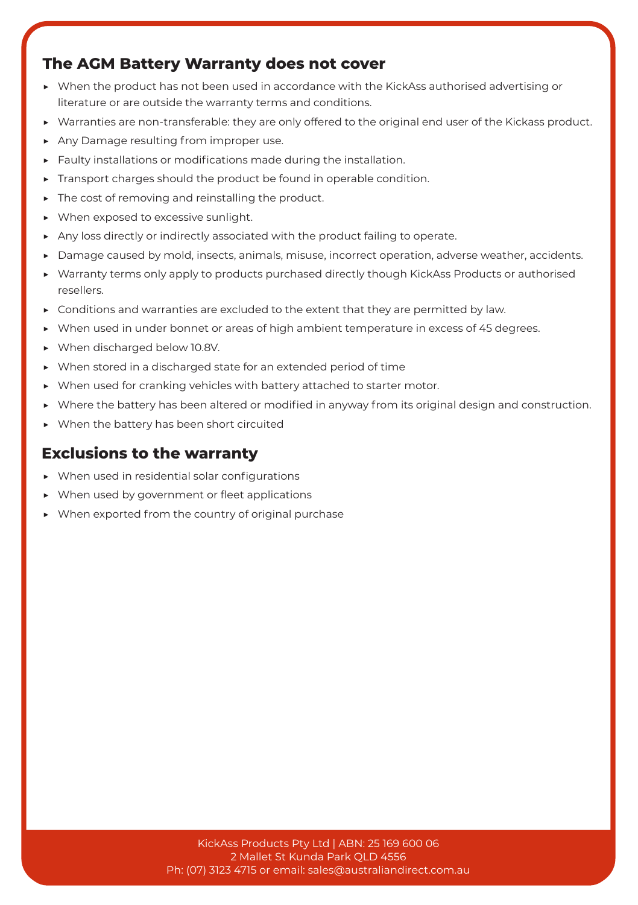## The AGM Battery Warranty does not cover

- When the product has not been used in accordance with the KickAss authorised advertising or literature or are outside the warranty terms and conditions.
- Warranties are non-transferable: they are only offered to the original end user of the Kickass product.
- Any Damage resulting from improper use.
- Faulty installations or modifications made during the installation.
- Transport charges should the product be found in operable condition.
- The cost of removing and reinstalling the product.
- When exposed to excessive sunlight.
- Any loss directly or indirectly associated with the product failing to operate.
- Damage caused by mold, insects, animals, misuse, incorrect operation, adverse weather, accidents.
- Warranty terms only apply to products purchased directly though KickAss Products or authorised resellers.
- Conditions and warranties are excluded to the extent that they are permitted by law.
- When used in under bonnet or areas of high ambient temperature in excess of 45 degrees.
- When discharged below 10.8V.
- When stored in a discharged state for an extended period of time
- When used for cranking vehicles with battery attached to starter motor.
- Where the battery has been altered or modified in anyway from its original design and construction.
- When the battery has been short circuited

## Exclusions to the warranty

- When used in residential solar configurations
- When used by government or fleet applications
- When exported from the country of original purchase

KickAss Products Pty Ltd | ABN: 25 169 600 06
2 Mallet St Kunda Park QLD 4556
Ph: (07) 3123 4715 or email: sales@australiandirect.com.au